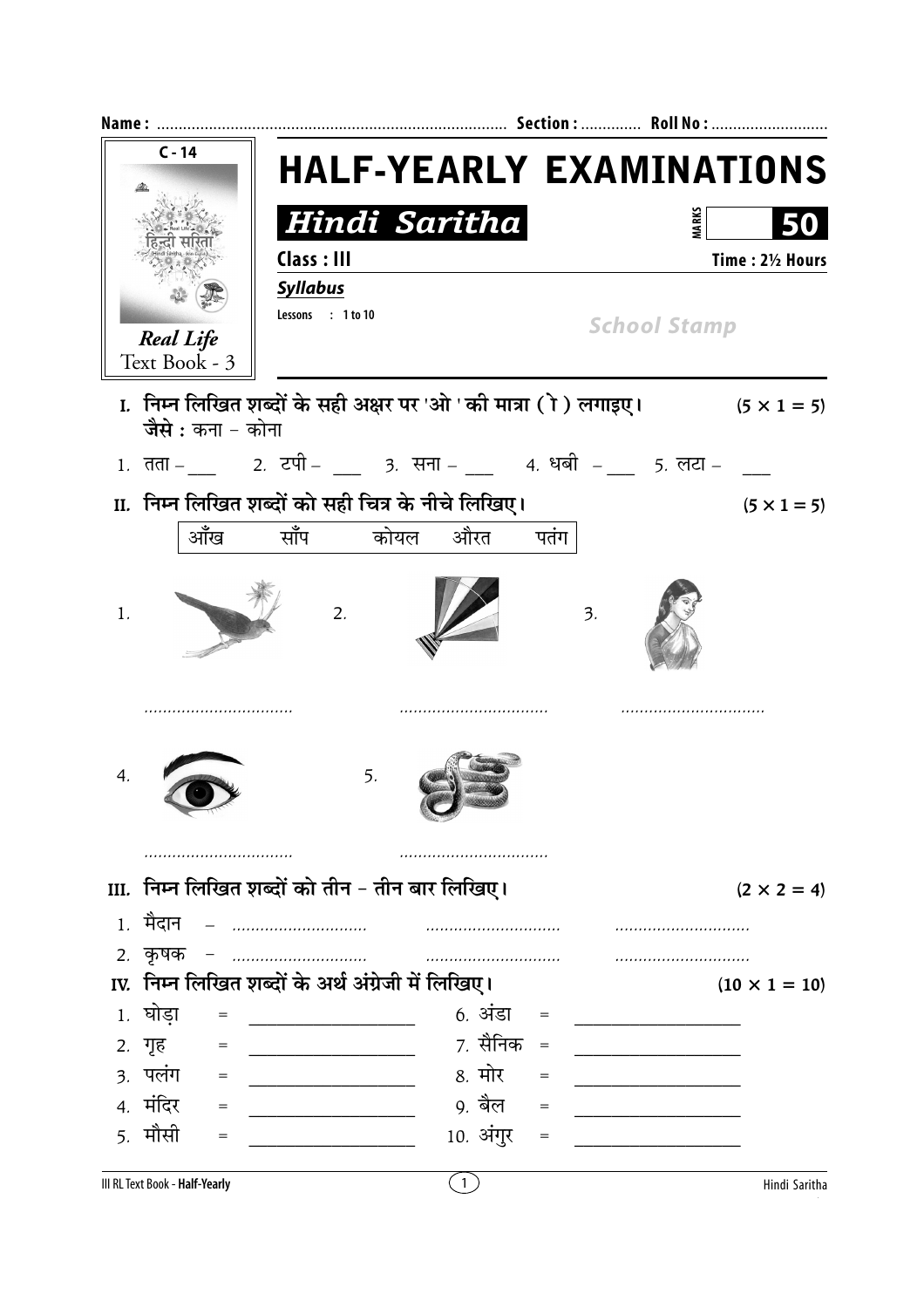Name : ................................................................................ Section : ............. Roll No : ...........................

C - 14

Real Life
Text Book - 3

# HALF-YEARLY EXAMINATIONS

## Hindi Saritha

MARKS **50**

**Class : III** **Time : 2½ Hours**

***Syllabus***

**Lessons : 1 to 10**

*School Stamp*

**I. निम्न लिखित शब्दों के सही अक्षर पर 'ओ ' की मात्रा ( ो ) लगाइए।** **(5 × 1 = 5)**

**जैसे :** कना – कोना

1. तता – ___  2. टपी – ___  3. सना – ___  4. धबी – ___  5. लटा – ___

**II. निम्न लिखित शब्दों को सही चित्र के नीचे लिखिए।** **(5 × 1 = 5)**

| आँख | साँप | कोयल | औरत | पतंग |
|---|---|---|---|---|

1. ................................

2. ................................

3. ................................

4. ................................

5. ................................

**III. निम्न लिखित शब्दों को तीन – तीन बार लिखिए।** **(2 × 2 = 4)**

1. मैदान – ............................ ............................ ............................
2. कृषक – ............................ ............................ ............................

**IV. निम्न लिखित शब्दों के अर्थ अंग्रेजी में लिखिए।** **(10 × 1 = 10)**

1. घोड़ा = __________________  6. अंडा = __________________
2. गृह = __________________  7. सैनिक = __________________
3. पलंग = __________________  8. मोर = __________________
4. मंदिर = __________________  9. बैल = __________________
5. मौसी = __________________  10. अंगुर = __________________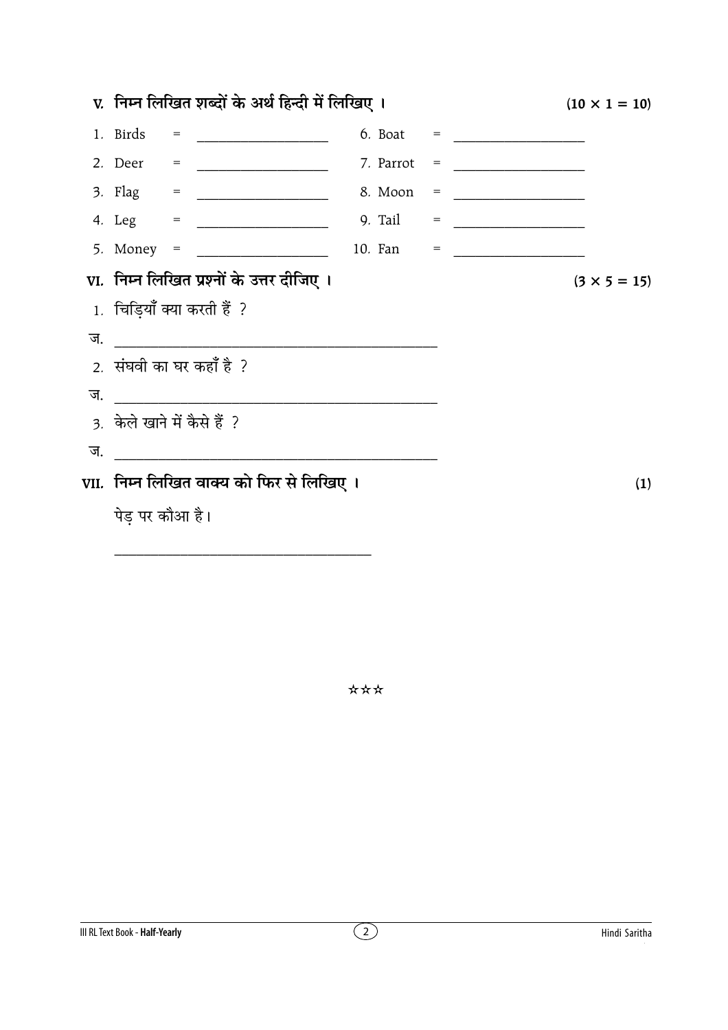**V. निम्न लिखित शब्दों के अर्थ हिन्दी में लिखिए ।** **(10 × 1 = 10)**

| | | | | | |
|---|---|---|---|---|---|
| 1. Birds | = | __________ | 6. Boat | = | __________ |
| 2. Deer | = | __________ | 7. Parrot | = | __________ |
| 3. Flag | = | __________ | 8. Moon | = | __________ |
| 4. Leg | = | __________ | 9. Tail | = | __________ |
| 5. Money | = | __________ | 10. Fan | = | __________ |

**VI. निम्न लिखित प्रश्नों के उत्तर दीजिए ।** **(3 × 5 = 15)**

1. चिड़ियाँ क्या करती हैं ?

ज. ______________________________

2. संघवी का घर कहाँ है ?

ज. ______________________________

3. केले खाने में कैसे हैं ?

ज. ______________________________

**VII. निम्न लिखित वाक्य को फिर से लिखिए ।** **(1)**

पेड़ पर कौआ है।

______________________________

☆☆☆